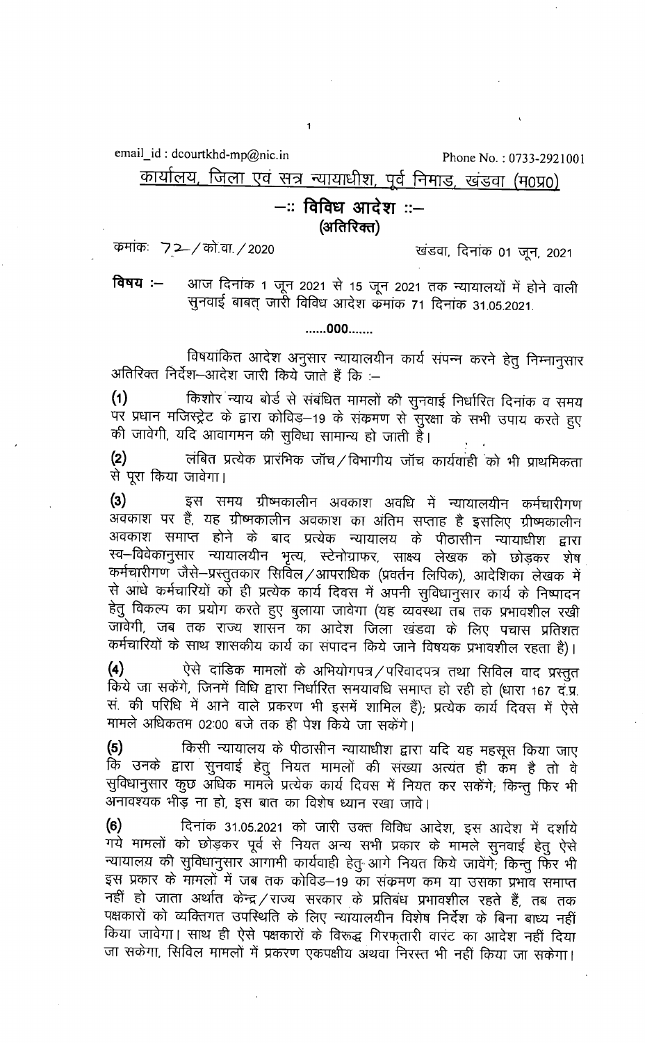email_id : dcourtkhd-mp@nic.in Phone No. : 0733-2921001

## कार्यालय, जिला एवं सत्र न्यायाधीश, पूर्व निमाड, खंडवा (म0प्र0)

### –:: विविध आदेश ::–
### (अतिरिक्त)

क्रमांक: 72 / को.वा. / 2020 खंडवा, दिनांक 01 जून, 2021

**विषय :–** आज दिनांक 1 जून 2021 से 15 जून 2021 तक न्यायालयों में होने वाली सुनवाई बाबत् जारी विविध आदेश क्रमांक 71 दिनांक 31.05.2021.

......000.......

विषयांकित आदेश अनुसार न्यायालयीन कार्य संपन्न करने हेतु निम्नानुसार अतिरिक्त निर्देश–आदेश जारी किये जाते हैं कि :–

**(1)** किशोर न्याय बोर्ड से संबंधित मामलों की सुनवाई निर्धारित दिनांक व समय पर प्रधान मजिस्ट्रेट के द्वारा कोविड–19 के संक्रमण से सुरक्षा के सभी उपाय करते हुए की जावेगी, यदि आवागमन की सुविधा सामान्य हो जाती है।

**(2)** लंबित प्रत्येक प्रारंभिक जॉच / विभागीय जॉच कार्यवाही को भी प्राथमिकता से पूरा किया जावेगा।

**(3)** इस समय ग्रीष्मकालीन अवकाश अवधि में न्यायालयीन कर्मचारीगण अवकाश पर हैं, यह ग्रीष्मकालीन अवकाश का अंतिम सप्ताह है इसलिए ग्रीष्मकालीन अवकाश समाप्त होने के बाद प्रत्येक न्यायालय के पीठासीन न्यायाधीश द्वारा स्व–विवेकानुसार न्यायालयीन भृत्य, स्टेनोग्राफर, साक्ष्य लेखक को छोड़कर शेष कर्मचारीगण जैसे–प्रस्तुतकार सिविल / आपराधिक (प्रवर्तन लिपिक), आदेशिका लेखक में से आधे कर्मचारियों को ही प्रत्येक कार्य दिवस में अपनी सुविधानुसार कार्य के निष्पादन हेतु विकल्प का प्रयोग करते हुए बुलाया जावेगा (यह व्यवस्था तब तक प्रभावशील रखी जावेगी, जब तक राज्य शासन का आदेश जिला खंडवा के लिए पचास प्रतिशत कर्मचारियों के साथ शासकीय कार्य का संपादन किये जाने विषयक प्रभावशील रहता है)।

**(4)** ऐसे दांडिक मामलों के अभियोगपत्र / परिवादपत्र तथा सिविल वाद प्रस्तुत किये जा सकेंगे, जिनमें विधि द्वारा निर्धारित समयावधि समाप्त हो रही हो (धारा 167 द.प्र. सं. की परिधि में आने वाले प्रकरण भी इसमें शामिल हैं); प्रत्येक कार्य दिवस में ऐसे मामले अधिकतम 02:00 बजे तक ही पेश किये जा सकेंगे।

**(5)** किसी न्यायालय के पीठासीन न्यायाधीश द्वारा यदि यह महसूस किया जाए कि उनके द्वारा सुनवाई हेतु नियत मामलों की संख्या अत्यंत ही कम है तो वे सुविधानुसार कुछ अधिक मामले प्रत्येक कार्य दिवस में नियत कर सकेंगे; किन्तु फिर भी अनावश्यक भीड़ ना हो, इस बात का विशेष ध्यान रखा जावे।

**(6)** दिनांक 31.05.2021 को जारी उक्त विविध आदेश, इस आदेश में दर्शाये गये मामलों को छोड़कर पूर्व से नियत अन्य सभी प्रकार के मामले सुनवाई हेतु ऐसे न्यायालय की सुविधानुसार आगामी कार्यवाही हेतु आगे नियत किये जावेंगे; किन्तु फिर भी इस प्रकार के मामलों में जब तक कोविड–19 का संक्रमण कम या उसका प्रभाव समाप्त नहीं हो जाता अर्थात केन्द्र / राज्य सरकार के प्रतिबंध प्रभावशील रहते हैं, तब तक पक्षकारों को व्यक्तिगत उपस्थिति के लिए न्यायालयीन विशेष निर्देश के बिना बाध्य नहीं किया जावेगा। साथ ही ऐसे पक्षकारों के विरूद्ध गिरफ्तारी वारंट का आदेश नहीं दिया जा सकेगा, सिविल मामलों में प्रकरण एकपक्षीय अथवा निरस्त भी नहीं किया जा सकेगा।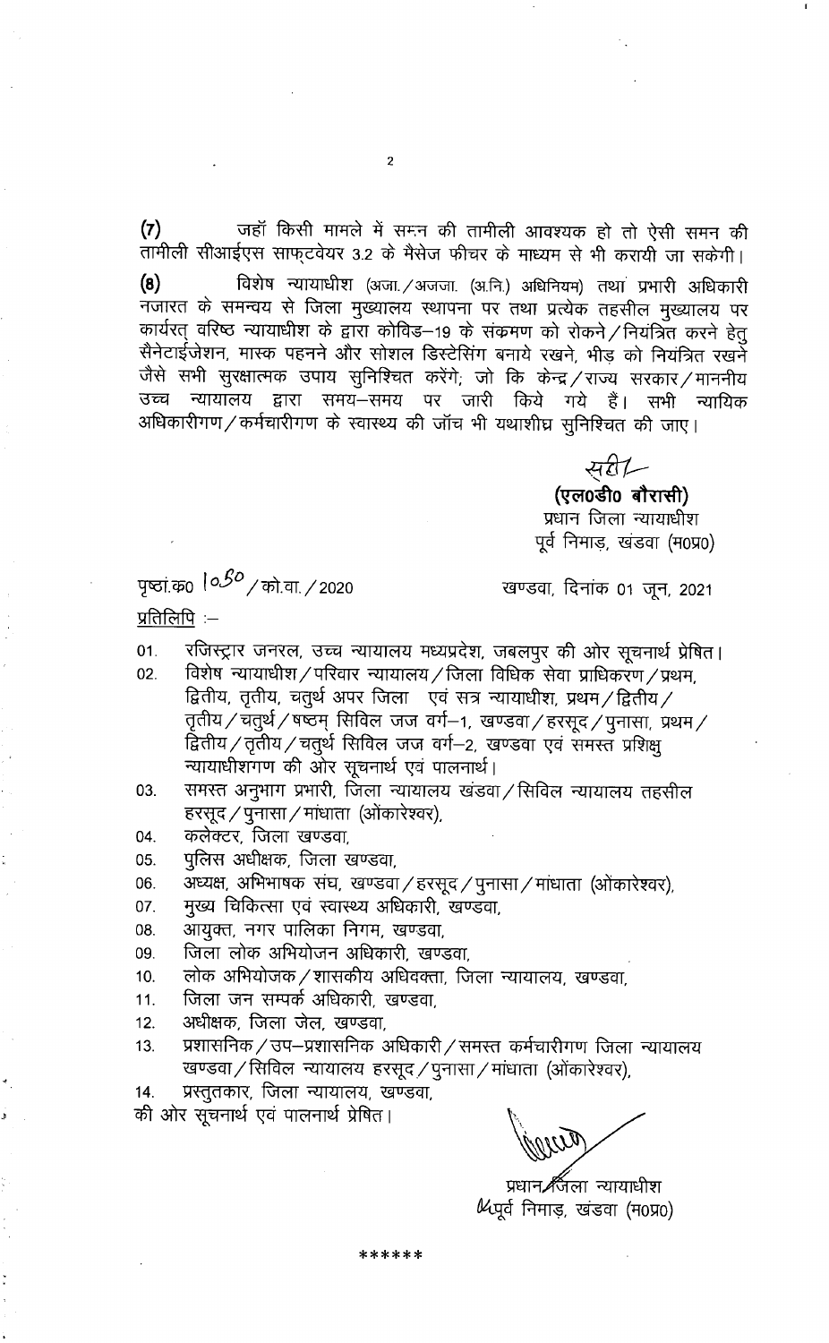(7) जहाँ किसी मामले में समन की तामीली आवश्यक हो तो ऐसी समन की तामीली सीआईएस साफ्टवेयर 3.2 के मैसेज फीचर के माध्यम से भी करायी जा सकेगी।

(8) विशेष न्यायाधीश (अजा./अजजा. (अ.नि.) अधिनियम) तथा प्रभारी अधिकारी नजारत के समन्वय से जिला मुख्यालय स्थापना पर तथा प्रत्येक तहसील मुख्यालय पर कार्यरत् वरिष्ठ न्यायाधीश के द्वारा कोविड–19 के संक्रमण को रोकने/नियंत्रित करने हेतु सैनेटाईजेशन, मास्क पहनने और सोशल डिस्टेंसिंग बनाये रखने, भीड़ को नियंत्रित रखने जैसे सभी सुरक्षात्मक उपाय सुनिश्चित करेंगे; जो कि केन्द्र/राज्य सरकार/माननीय उच्च न्यायालय द्वारा समय–समय पर जारी किये गये हैं। सभी न्यायिक अधिकारीगण/कर्मचारीगण के स्वास्थ्य की जॉच भी यथाशीघ्र सुनिश्चित की जाए।

सही/-
**(एल0डी0 बौरासी)**
प्रधान जिला न्यायाधीश
पूर्व निमाड़, खंडवा (म0प्र0)

पृष्ठां.क्र0 1050/को.वा./2020 खण्डवा, दिनांक 01 जून, 2021

प्रतिलिपि :–

01. रजिस्ट्रार जनरल, उच्च न्यायालय मध्यप्रदेश, जबलपुर की ओर सूचनार्थ प्रेषित।
02. विशेष न्यायाधीश/परिवार न्यायालय/जिला विधिक सेवा प्राधिकरण/प्रथम, द्वितीय, तृतीय, चतुर्थ अपर जिला एवं सत्र न्यायाधीश, प्रथम/द्वितीय/तृतीय/चतुर्थ/षष्ठम् सिविल जज वर्ग–1, खण्डवा/हरसूद/पुनासा, प्रथम/द्वितीय/तृतीय/चतुर्थ सिविल जज वर्ग–2, खण्डवा एवं समस्त प्रशिक्षु न्यायाधीशगण की ओर सूचनार्थ एवं पालनार्थ।
03. समस्त अनुभाग प्रभारी, जिला न्यायालय खंडवा/सिविल न्यायालय तहसील हरसूद/पुनासा/मांधाता (ओंकारेश्वर),
04. कलेक्टर, जिला खण्डवा,
05. पुलिस अधीक्षक, जिला खण्डवा,
06. अध्यक्ष, अभिभाषक संघ, खण्डवा/हरसूद/पुनासा/मांधाता (ओंकारेश्वर),
07. मुख्य चिकित्सा एवं स्वास्थ्य अधिकारी, खण्डवा,
08. आयुक्त, नगर पालिका निगम, खण्डवा,
09. जिला लोक अभियोजन अधिकारी, खण्डवा,
10. लोक अभियोजक/शासकीय अधिवक्ता, जिला न्यायालय, खण्डवा,
11. जिला जन सम्पर्क अधिकारी, खण्डवा,
12. अधीक्षक, जिला जेल, खण्डवा,
13. प्रशासनिक/उप–प्रशासनिक अधिकारी/समस्त कर्मचारीगण जिला न्यायालय खण्डवा/सिविल न्यायालय हरसूद/पुनासा/मांधाता (ओंकारेश्वर),
14. प्रस्तुतकार, जिला न्यायालय, खण्डवा,

की ओर सूचनार्थ एवं पालनार्थ प्रेषित।

प्रधान जिला न्यायाधीश
पूर्व निमाड़, खंडवा (म0प्र0)

******